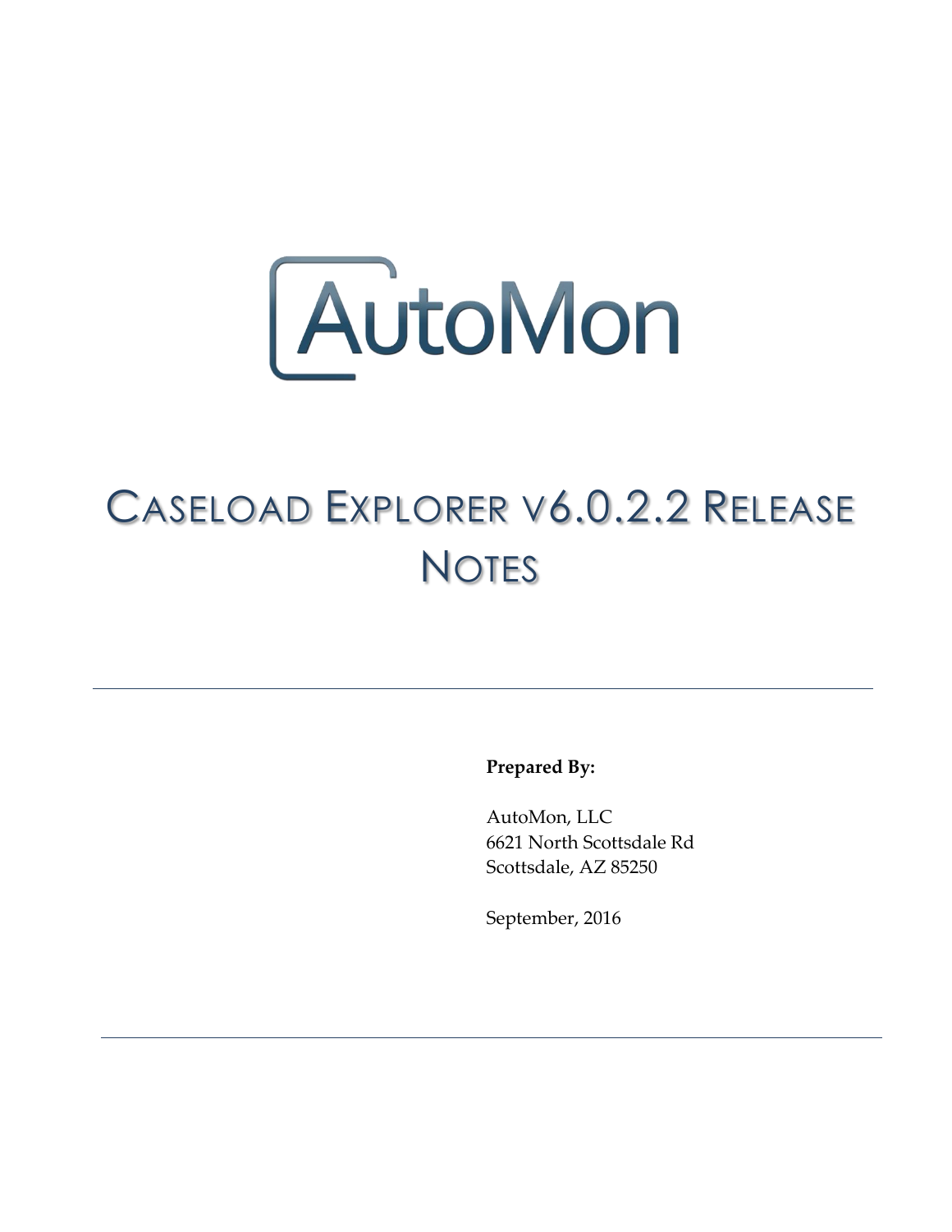AutoMon

# Caseload Explorer v6.0.2.2 Release Notes

**Prepared By:**

AutoMon, LLC
6621 North Scottsdale Rd
Scottsdale, AZ 85250

September, 2016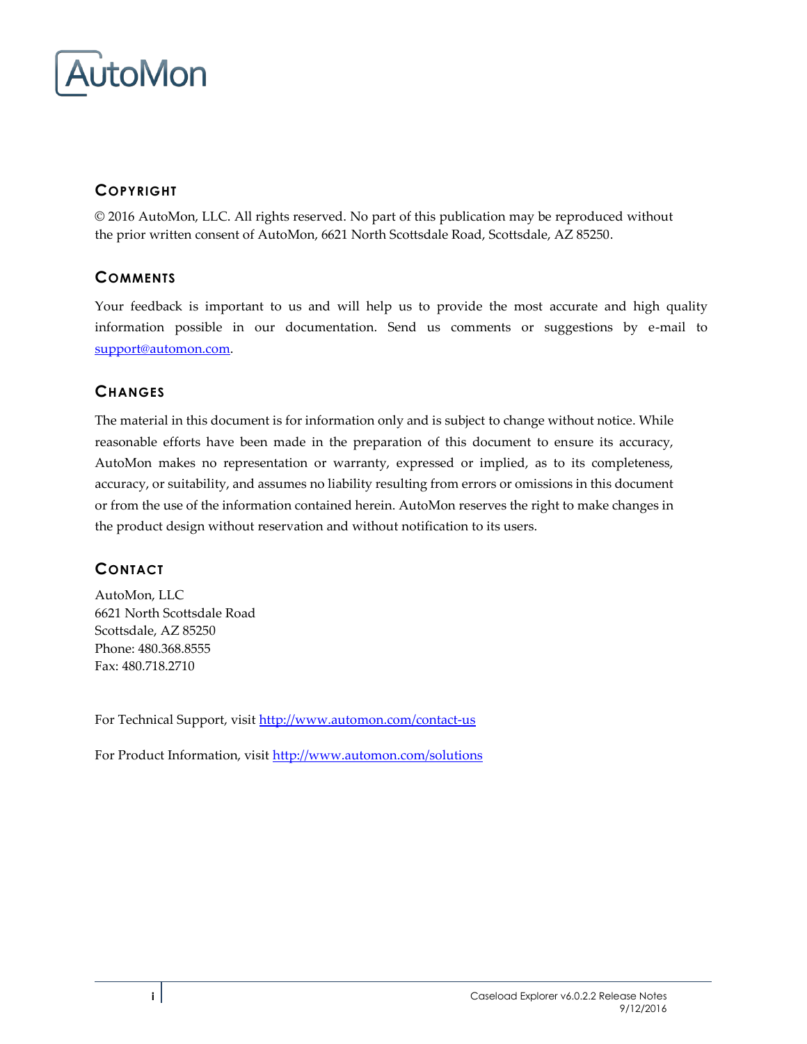AutoMon

## Copyright

© 2016 AutoMon, LLC. All rights reserved. No part of this publication may be reproduced without the prior written consent of AutoMon, 6621 North Scottsdale Road, Scottsdale, AZ 85250.

## Comments

Your feedback is important to us and will help us to provide the most accurate and high quality information possible in our documentation. Send us comments or suggestions by e-mail to support@automon.com.

## Changes

The material in this document is for information only and is subject to change without notice. While reasonable efforts have been made in the preparation of this document to ensure its accuracy, AutoMon makes no representation or warranty, expressed or implied, as to its completeness, accuracy, or suitability, and assumes no liability resulting from errors or omissions in this document or from the use of the information contained herein. AutoMon reserves the right to make changes in the product design without reservation and without notification to its users.

## Contact

AutoMon, LLC
6621 North Scottsdale Road
Scottsdale, AZ 85250
Phone: 480.368.8555
Fax: 480.718.2710

For Technical Support, visit http://www.automon.com/contact-us

For Product Information, visit http://www.automon.com/solutions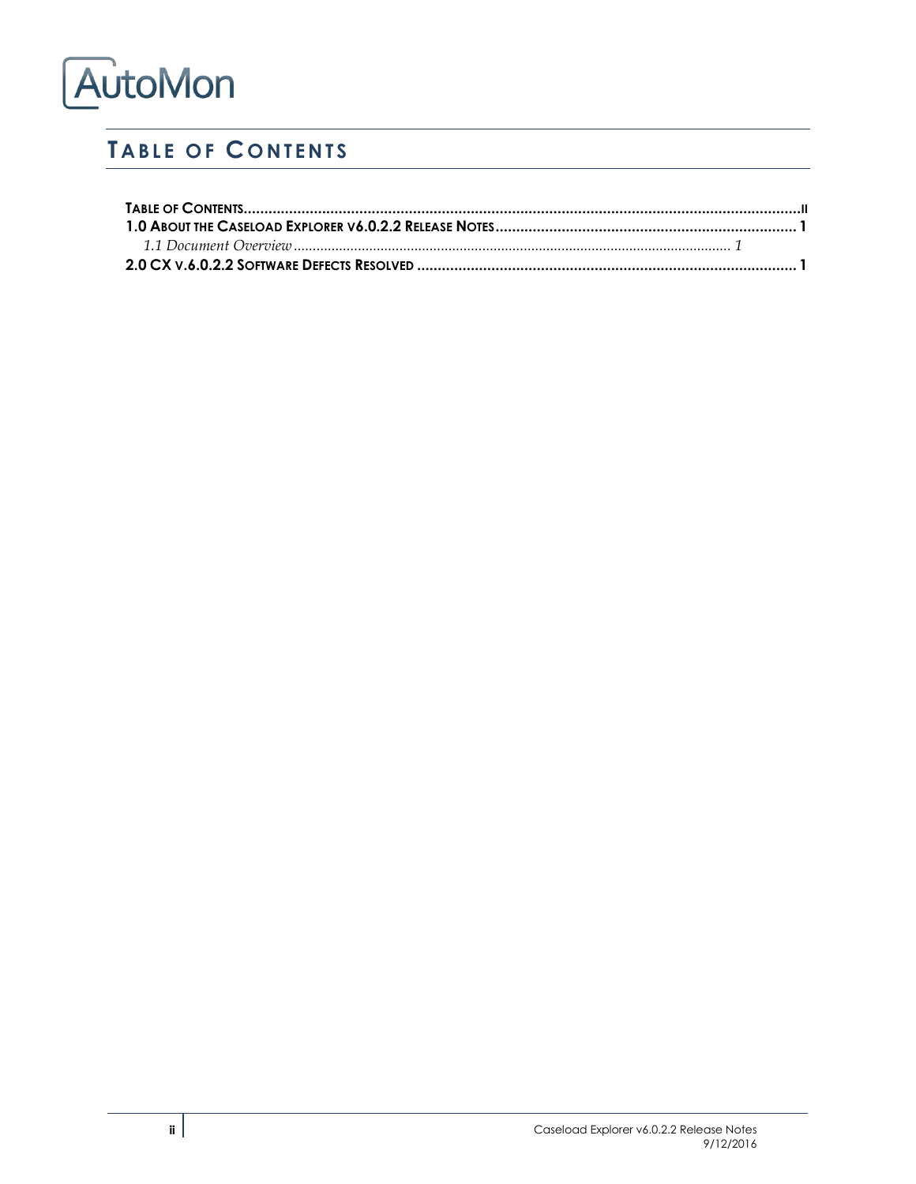AutoMon

# TABLE OF CONTENTS

**TABLE OF CONTENTS** ........................................................ **II**
**1.0 ABOUT THE CASELOAD EXPLORER V6.0.2.2 RELEASE NOTES** ........................................................ **1**
*1.1 Document Overview* ........................................................ *1*
**2.0 CX V.6.0.2.2 SOFTWARE DEFECTS RESOLVED** ........................................................ **1**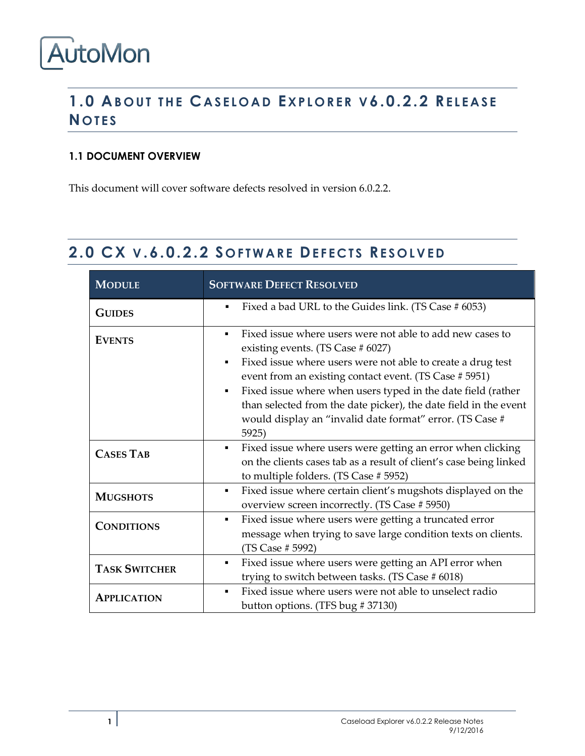AutoMon

# 1.0 About the Caseload Explorer v6.0.2.2 Release Notes

### 1.1 DOCUMENT OVERVIEW

This document will cover software defects resolved in version 6.0.2.2.

# 2.0 CX v.6.0.2.2 Software Defects Resolved

| Module | Software Defect Resolved |
|---|---|
| Guides | ▪ Fixed a bad URL to the Guides link. (TS Case # 6053) |
| Events | ▪ Fixed issue where users were not able to add new cases to existing events. (TS Case # 6027)<br>▪ Fixed issue where users were not able to create a drug test event from an existing contact event. (TS Case # 5951)<br>▪ Fixed issue where when users typed in the date field (rather than selected from the date picker), the date field in the event would display an "invalid date format" error. (TS Case # 5925) |
| Cases Tab | ▪ Fixed issue where users were getting an error when clicking on the clients cases tab as a result of client's case being linked to multiple folders. (TS Case # 5952) |
| Mugshots | ▪ Fixed issue where certain client's mugshots displayed on the overview screen incorrectly. (TS Case # 5950) |
| Conditions | ▪ Fixed issue where users were getting a truncated error message when trying to save large condition texts on clients. (TS Case # 5992) |
| Task Switcher | ▪ Fixed issue where users were getting an API error when trying to switch between tasks. (TS Case # 6018) |
| Application | ▪ Fixed issue where users were not able to unselect radio button options. (TFS bug # 37130) |